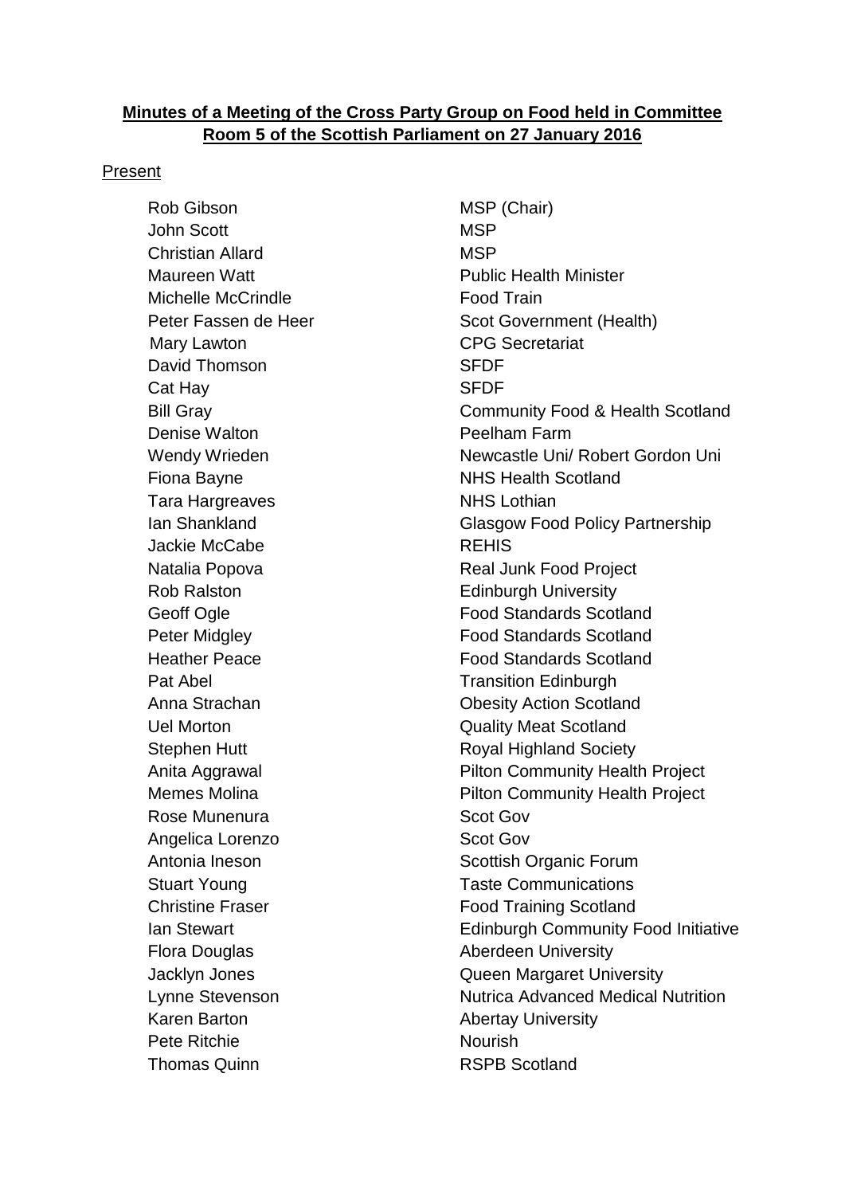**Minutes of a Meeting of the Cross Party Group on Food held in Committee Room 5 of the Scottish Parliament on 27 January 2016**

Present

| | |
|---|---|
| Rob Gibson | MSP (Chair) |
| John Scott | MSP |
| Christian Allard | MSP |
| Maureen Watt | Public Health Minister |
| Michelle McCrindle | Food Train |
| Peter Fassen de Heer | Scot Government (Health) |
| Mary Lawton | CPG Secretariat |
| David Thomson | SFDF |
| Cat Hay | SFDF |
| Bill Gray | Community Food & Health Scotland |
| Denise Walton | Peelham Farm |
| Wendy Wrieden | Newcastle Uni/ Robert Gordon Uni |
| Fiona Bayne | NHS Health Scotland |
| Tara Hargreaves | NHS Lothian |
| Ian Shankland | Glasgow Food Policy Partnership |
| Jackie McCabe | REHIS |
| Natalia Popova | Real Junk Food Project |
| Rob Ralston | Edinburgh University |
| Geoff Ogle | Food Standards Scotland |
| Peter Midgley | Food Standards Scotland |
| Heather Peace | Food Standards Scotland |
| Pat Abel | Transition Edinburgh |
| Anna Strachan | Obesity Action Scotland |
| Uel Morton | Quality Meat Scotland |
| Stephen Hutt | Royal Highland Society |
| Anita Aggrawal | Pilton Community Health Project |
| Memes Molina | Pilton Community Health Project |
| Rose Munenura | Scot Gov |
| Angelica Lorenzo | Scot Gov |
| Antonia Ineson | Scottish Organic Forum |
| Stuart Young | Taste Communications |
| Christine Fraser | Food Training Scotland |
| Ian Stewart | Edinburgh Community Food Initiative |
| Flora Douglas | Aberdeen University |
| Jacklyn Jones | Queen Margaret University |
| Lynne Stevenson | Nutrica Advanced Medical Nutrition |
| Karen Barton | Abertay University |
| Pete Ritchie | Nourish |
| Thomas Quinn | RSPB Scotland |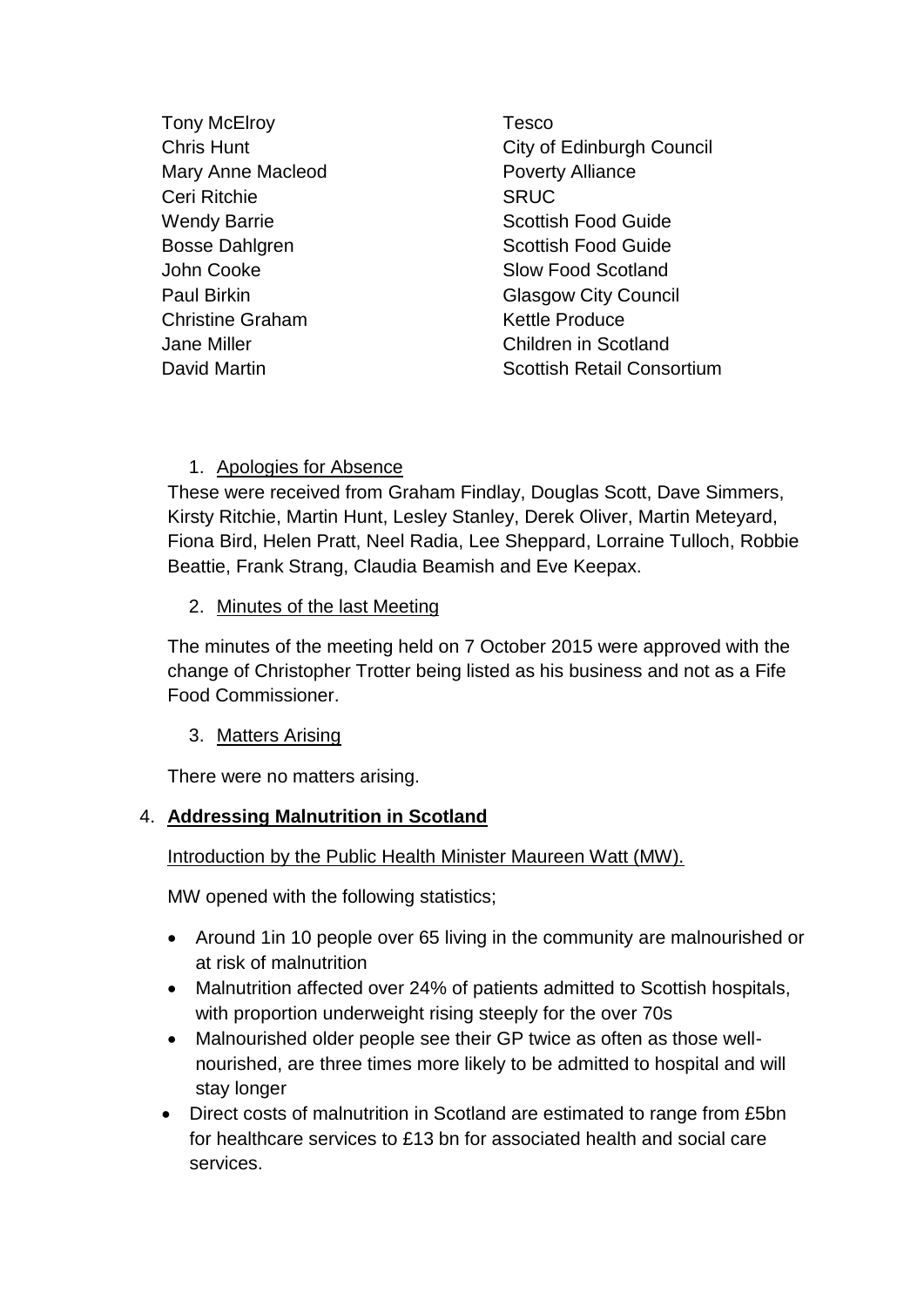| | |
|---|---|
| Tony McElroy | Tesco |
| Chris Hunt | City of Edinburgh Council |
| Mary Anne Macleod | Poverty Alliance |
| Ceri Ritchie | SRUC |
| Wendy Barrie | Scottish Food Guide |
| Bosse Dahlgren | Scottish Food Guide |
| John Cooke | Slow Food Scotland |
| Paul Birkin | Glasgow City Council |
| Christine Graham | Kettle Produce |
| Jane Miller | Children in Scotland |
| David Martin | Scottish Retail Consortium |

1. Apologies for Absence

These were received from Graham Findlay, Douglas Scott, Dave Simmers, Kirsty Ritchie, Martin Hunt, Lesley Stanley, Derek Oliver, Martin Meteyard, Fiona Bird, Helen Pratt, Neel Radia, Lee Sheppard, Lorraine Tulloch, Robbie Beattie, Frank Strang, Claudia Beamish and Eve Keepax.

2. Minutes of the last Meeting

The minutes of the meeting held on 7 October 2015 were approved with the change of Christopher Trotter being listed as his business and not as a Fife Food Commissioner.

3. Matters Arising

There were no matters arising.

4. **Addressing Malnutrition in Scotland**

Introduction by the Public Health Minister Maureen Watt (MW).

MW opened with the following statistics;

- Around 1in 10 people over 65 living in the community are malnourished or at risk of malnutrition
- Malnutrition affected over 24% of patients admitted to Scottish hospitals, with proportion underweight rising steeply for the over 70s
- Malnourished older people see their GP twice as often as those well-nourished, are three times more likely to be admitted to hospital and will stay longer
- Direct costs of malnutrition in Scotland are estimated to range from £5bn for healthcare services to £13 bn for associated health and social care services.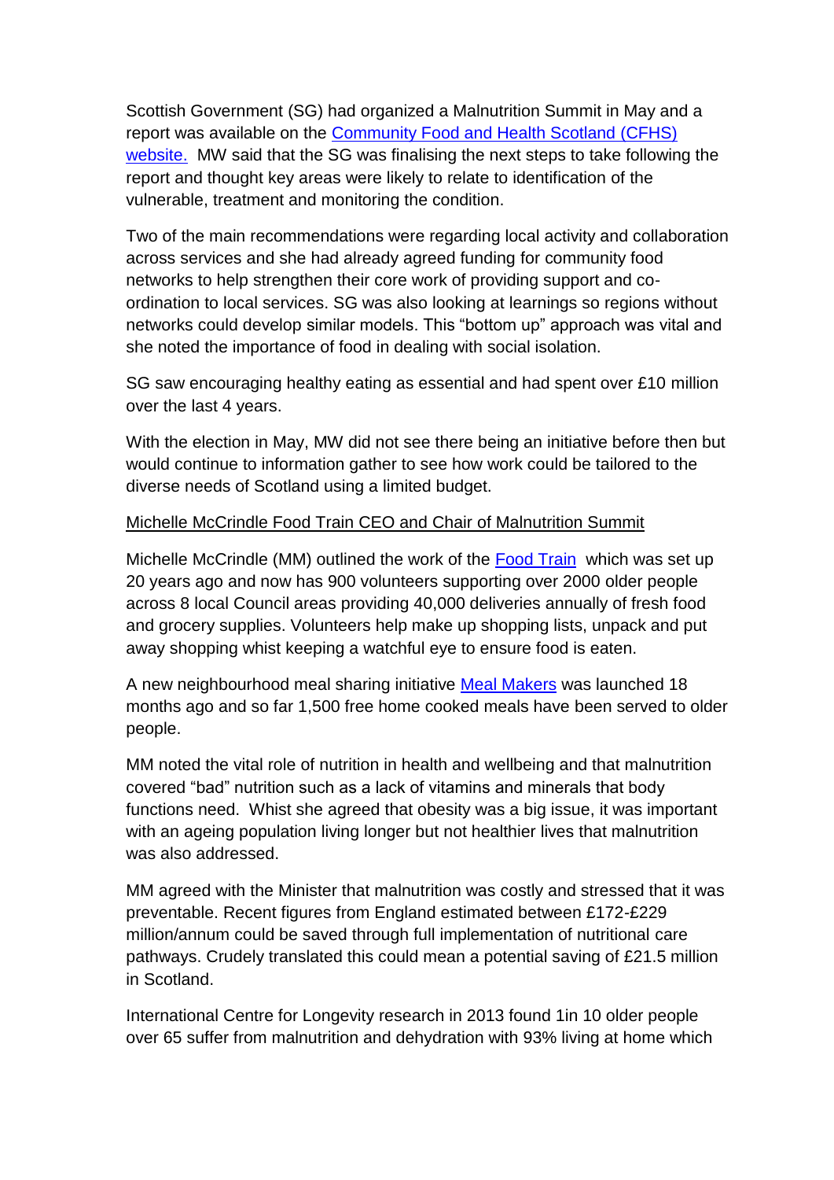Scottish Government (SG) had organized a Malnutrition Summit in May and a report was available on the [Community Food and Health Scotland (CFHS) website.](#) MW said that the SG was finalising the next steps to take following the report and thought key areas were likely to relate to identification of the vulnerable, treatment and monitoring the condition.

Two of the main recommendations were regarding local activity and collaboration across services and she had already agreed funding for community food networks to help strengthen their core work of providing support and co-ordination to local services. SG was also looking at learnings so regions without networks could develop similar models. This "bottom up" approach was vital and she noted the importance of food in dealing with social isolation.

SG saw encouraging healthy eating as essential and had spent over £10 million over the last 4 years.

With the election in May, MW did not see there being an initiative before then but would continue to information gather to see how work could be tailored to the diverse needs of Scotland using a limited budget.

<u>Michelle McCrindle Food Train CEO and Chair of Malnutrition Summit</u>

Michelle McCrindle (MM) outlined the work of the [Food Train](#) which was set up 20 years ago and now has 900 volunteers supporting over 2000 older people across 8 local Council areas providing 40,000 deliveries annually of fresh food and grocery supplies. Volunteers help make up shopping lists, unpack and put away shopping whist keeping a watchful eye to ensure food is eaten.

A new neighbourhood meal sharing initiative [Meal Makers](#) was launched 18 months ago and so far 1,500 free home cooked meals have been served to older people.

MM noted the vital role of nutrition in health and wellbeing and that malnutrition covered "bad" nutrition such as a lack of vitamins and minerals that body functions need. Whist she agreed that obesity was a big issue, it was important with an ageing population living longer but not healthier lives that malnutrition was also addressed.

MM agreed with the Minister that malnutrition was costly and stressed that it was preventable. Recent figures from England estimated between £172-£229 million/annum could be saved through full implementation of nutritional care pathways. Crudely translated this could mean a potential saving of £21.5 million in Scotland.

International Centre for Longevity research in 2013 found 1in 10 older people over 65 suffer from malnutrition and dehydration with 93% living at home which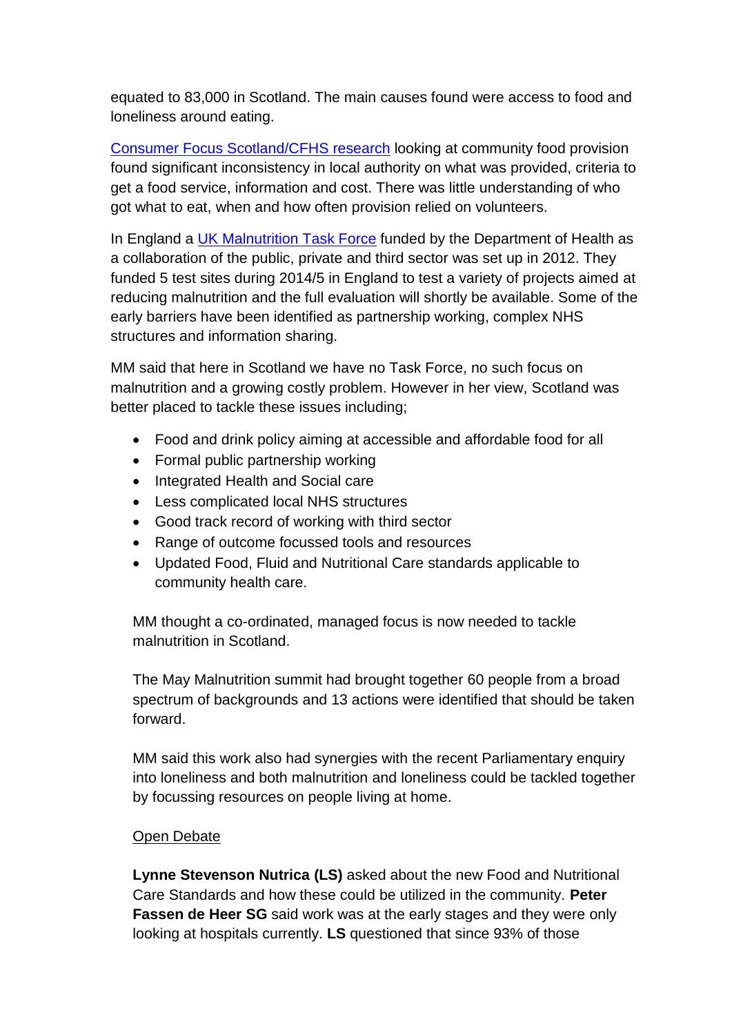equated to 83,000 in Scotland. The main causes found were access to food and loneliness around eating.

Consumer Focus Scotland/CFHS research looking at community food provision found significant inconsistency in local authority on what was provided, criteria to get a food service, information and cost. There was little understanding of who got what to eat, when and how often provision relied on volunteers.

In England a UK Malnutrition Task Force funded by the Department of Health as a collaboration of the public, private and third sector was set up in 2012. They funded 5 test sites during 2014/5 in England to test a variety of projects aimed at reducing malnutrition and the full evaluation will shortly be available. Some of the early barriers have been identified as partnership working, complex NHS structures and information sharing.

MM said that here in Scotland we have no Task Force, no such focus on malnutrition and a growing costly problem. However in her view, Scotland was better placed to tackle these issues including;

- Food and drink policy aiming at accessible and affordable food for all
- Formal public partnership working
- Integrated Health and Social care
- Less complicated local NHS structures
- Good track record of working with third sector
- Range of outcome focussed tools and resources
- Updated Food, Fluid and Nutritional Care standards applicable to community health care.

MM thought a co-ordinated, managed focus is now needed to tackle malnutrition in Scotland.

The May Malnutrition summit had brought together 60 people from a broad spectrum of backgrounds and 13 actions were identified that should be taken forward.

MM said this work also had synergies with the recent Parliamentary enquiry into loneliness and both malnutrition and loneliness could be tackled together by focussing resources on people living at home.

Open Debate

**Lynne Stevenson Nutrica (LS)** asked about the new Food and Nutritional Care Standards and how these could be utilized in the community. **Peter Fassen de Heer SG** said work was at the early stages and they were only looking at hospitals currently. **LS** questioned that since 93% of those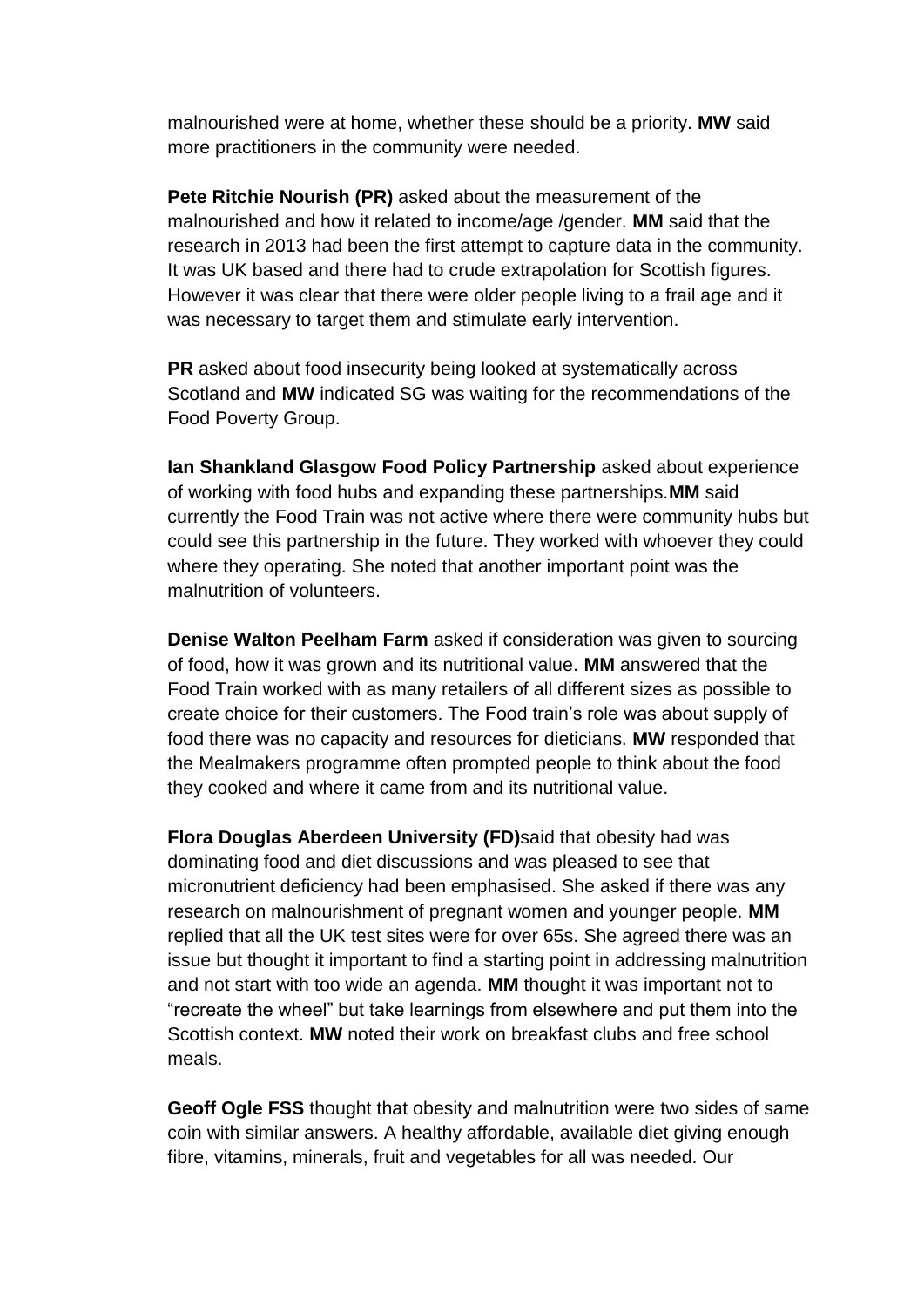malnourished were at home, whether these should be a priority. **MW** said more practitioners in the community were needed.

**Pete Ritchie Nourish (PR)** asked about the measurement of the malnourished and how it related to income/age /gender. **MM** said that the research in 2013 had been the first attempt to capture data in the community. It was UK based and there had to crude extrapolation for Scottish figures. However it was clear that there were older people living to a frail age and it was necessary to target them and stimulate early intervention.

**PR** asked about food insecurity being looked at systematically across Scotland and **MW** indicated SG was waiting for the recommendations of the Food Poverty Group.

**Ian Shankland Glasgow Food Policy Partnership** asked about experience of working with food hubs and expanding these partnerships.**MM** said currently the Food Train was not active where there were community hubs but could see this partnership in the future. They worked with whoever they could where they operating. She noted that another important point was the malnutrition of volunteers.

**Denise Walton Peelham Farm** asked if consideration was given to sourcing of food, how it was grown and its nutritional value. **MM** answered that the Food Train worked with as many retailers of all different sizes as possible to create choice for their customers. The Food train's role was about supply of food there was no capacity and resources for dieticians. **MW** responded that the Mealmakers programme often prompted people to think about the food they cooked and where it came from and its nutritional value.

**Flora Douglas Aberdeen University (FD)**said that obesity had was dominating food and diet discussions and was pleased to see that micronutrient deficiency had been emphasised. She asked if there was any research on malnourishment of pregnant women and younger people. **MM** replied that all the UK test sites were for over 65s. She agreed there was an issue but thought it important to find a starting point in addressing malnutrition and not start with too wide an agenda. **MM** thought it was important not to "recreate the wheel" but take learnings from elsewhere and put them into the Scottish context. **MW** noted their work on breakfast clubs and free school meals.

**Geoff Ogle FSS** thought that obesity and malnutrition were two sides of same coin with similar answers. A healthy affordable, available diet giving enough fibre, vitamins, minerals, fruit and vegetables for all was needed. Our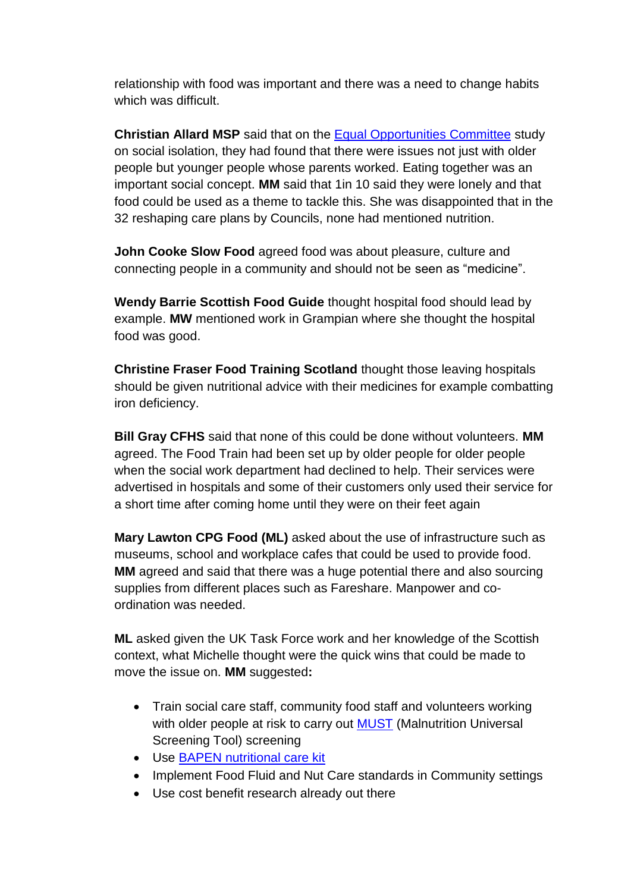relationship with food was important and there was a need to change habits which was difficult.

**Christian Allard MSP** said that on the [Equal Opportunities Committee](#) study on social isolation, they had found that there were issues not just with older people but younger people whose parents worked. Eating together was an important social concept. **MM** said that 1in 10 said they were lonely and that food could be used as a theme to tackle this. She was disappointed that in the 32 reshaping care plans by Councils, none had mentioned nutrition.

**John Cooke Slow Food** agreed food was about pleasure, culture and connecting people in a community and should not be seen as "medicine".

**Wendy Barrie Scottish Food Guide** thought hospital food should lead by example. **MW** mentioned work in Grampian where she thought the hospital food was good.

**Christine Fraser Food Training Scotland** thought those leaving hospitals should be given nutritional advice with their medicines for example combatting iron deficiency.

**Bill Gray CFHS** said that none of this could be done without volunteers. **MM** agreed. The Food Train had been set up by older people for older people when the social work department had declined to help. Their services were advertised in hospitals and some of their customers only used their service for a short time after coming home until they were on their feet again

**Mary Lawton CPG Food (ML)** asked about the use of infrastructure such as museums, school and workplace cafes that could be used to provide food. **MM** agreed and said that there was a huge potential there and also sourcing supplies from different places such as Fareshare. Manpower and co-ordination was needed.

**ML** asked given the UK Task Force work and her knowledge of the Scottish context, what Michelle thought were the quick wins that could be made to move the issue on. **MM** suggested**:**

- Train social care staff, community food staff and volunteers working with older people at risk to carry out [MUST](#) (Malnutrition Universal Screening Tool) screening
- Use [BAPEN nutritional care kit](#)
- Implement Food Fluid and Nut Care standards in Community settings
- Use cost benefit research already out there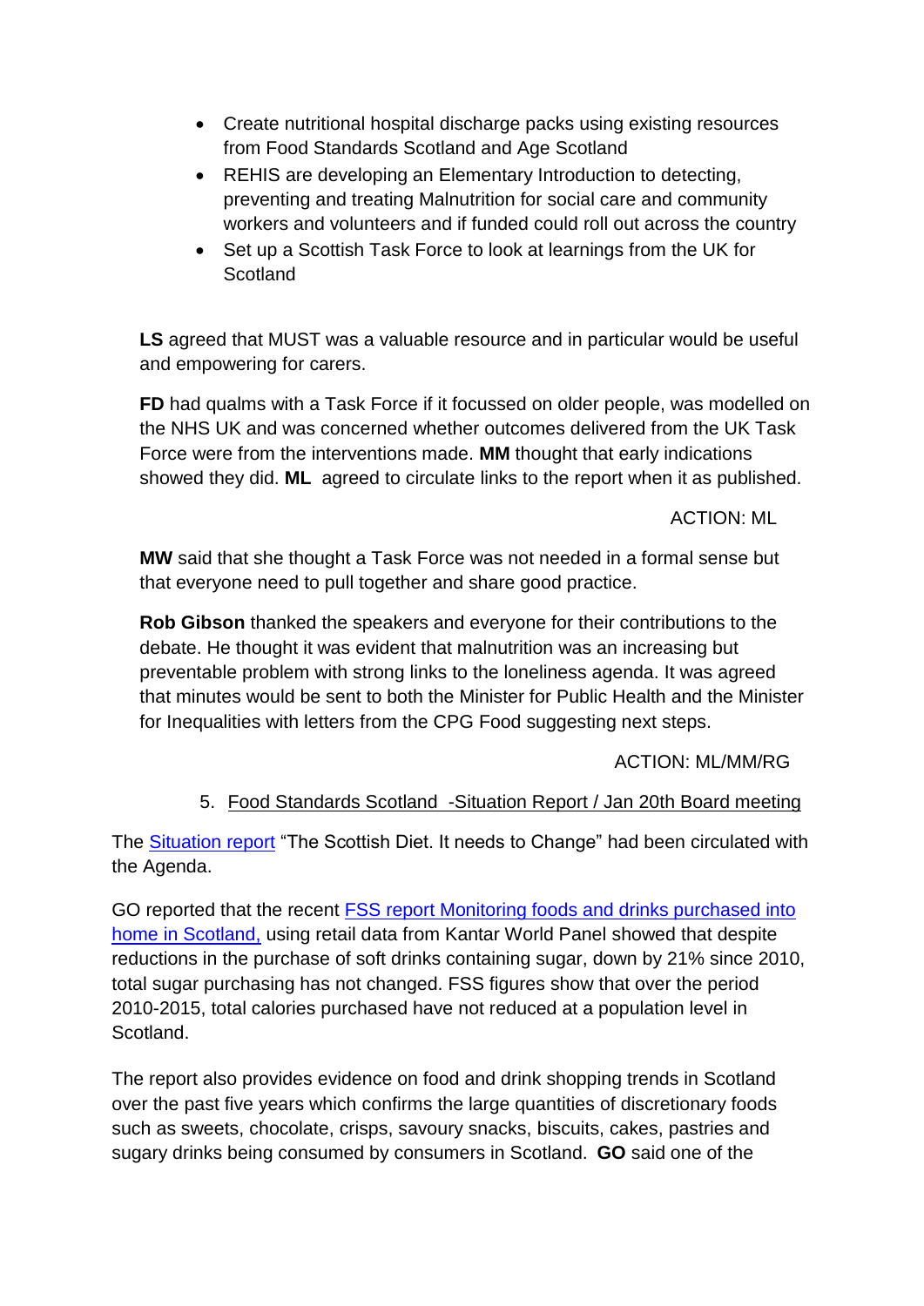- Create nutritional hospital discharge packs using existing resources from Food Standards Scotland and Age Scotland
- REHIS are developing an Elementary Introduction to detecting, preventing and treating Malnutrition for social care and community workers and volunteers and if funded could roll out across the country
- Set up a Scottish Task Force to look at learnings from the UK for Scotland

**LS** agreed that MUST was a valuable resource and in particular would be useful and empowering for carers.

**FD** had qualms with a Task Force if it focussed on older people, was modelled on the NHS UK and was concerned whether outcomes delivered from the UK Task Force were from the interventions made. **MM** thought that early indications showed they did. **ML** agreed to circulate links to the report when it as published.

ACTION: ML

**MW** said that she thought a Task Force was not needed in a formal sense but that everyone need to pull together and share good practice.

**Rob Gibson** thanked the speakers and everyone for their contributions to the debate. He thought it was evident that malnutrition was an increasing but preventable problem with strong links to the loneliness agenda. It was agreed that minutes would be sent to both the Minister for Public Health and the Minister for Inequalities with letters from the CPG Food suggesting next steps.

ACTION: ML/MM/RG

5. Food Standards Scotland -Situation Report / Jan 20th Board meeting

The Situation report "The Scottish Diet. It needs to Change" had been circulated with the Agenda.

GO reported that the recent FSS report Monitoring foods and drinks purchased into home in Scotland, using retail data from Kantar World Panel showed that despite reductions in the purchase of soft drinks containing sugar, down by 21% since 2010, total sugar purchasing has not changed. FSS figures show that over the period 2010-2015, total calories purchased have not reduced at a population level in Scotland.

The report also provides evidence on food and drink shopping trends in Scotland over the past five years which confirms the large quantities of discretionary foods such as sweets, chocolate, crisps, savoury snacks, biscuits, cakes, pastries and sugary drinks being consumed by consumers in Scotland. **GO** said one of the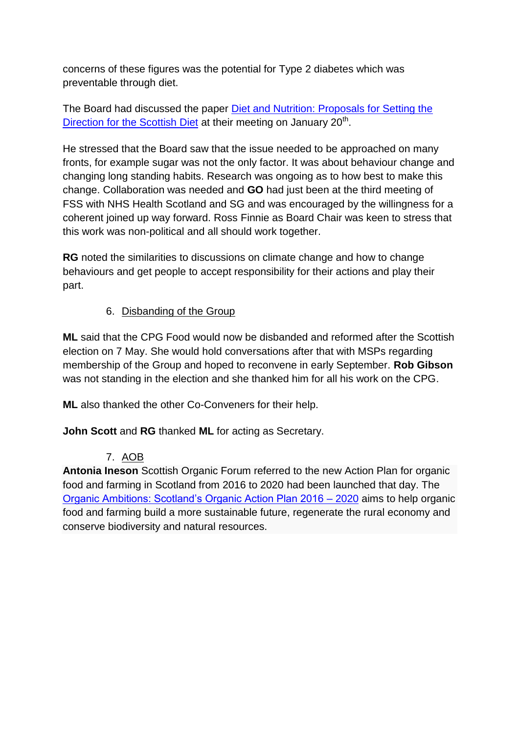concerns of these figures was the potential for Type 2 diabetes which was preventable through diet.

The Board had discussed the paper [Diet and Nutrition: Proposals for Setting the Direction for the Scottish Diet] at their meeting on January 20th.

He stressed that the Board saw that the issue needed to be approached on many fronts, for example sugar was not the only factor. It was about behaviour change and changing long standing habits. Research was ongoing as to how best to make this change. Collaboration was needed and **GO** had just been at the third meeting of FSS with NHS Health Scotland and SG and was encouraged by the willingness for a coherent joined up way forward. Ross Finnie as Board Chair was keen to stress that this work was non-political and all should work together.

**RG** noted the similarities to discussions on climate change and how to change behaviours and get people to accept responsibility for their actions and play their part.

6. Disbanding of the Group

**ML** said that the CPG Food would now be disbanded and reformed after the Scottish election on 7 May. She would hold conversations after that with MSPs regarding membership of the Group and hoped to reconvene in early September. **Rob Gibson** was not standing in the election and she thanked him for all his work on the CPG.

**ML** also thanked the other Co-Conveners for their help.

**John Scott** and **RG** thanked **ML** for acting as Secretary.

7. AOB

**Antonia Ineson** Scottish Organic Forum referred to the new Action Plan for organic food and farming in Scotland from 2016 to 2020 had been launched that day. The [Organic Ambitions: Scotland's Organic Action Plan 2016 – 2020] aims to help organic food and farming build a more sustainable future, regenerate the rural economy and conserve biodiversity and natural resources.